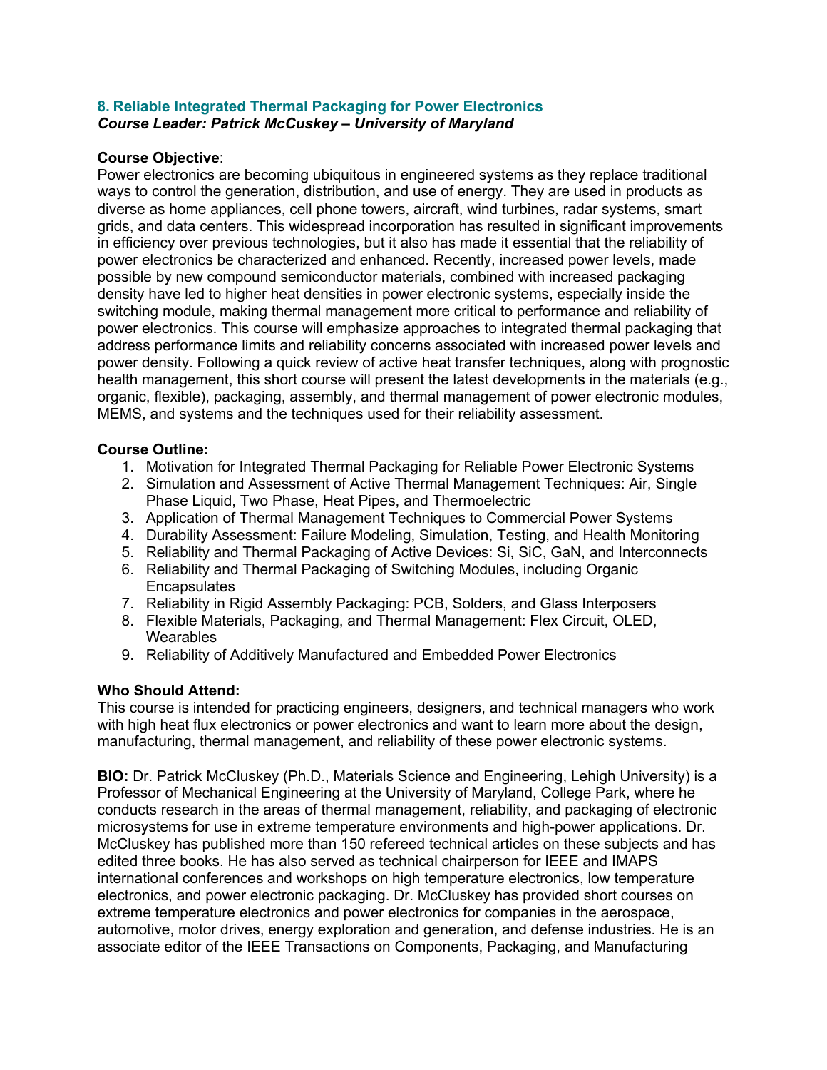## 8. Reliable Integrated Thermal Packaging for Power Electronics

***Course Leader: Patrick McCuskey – University of Maryland***

**Course Objective**:

Power electronics are becoming ubiquitous in engineered systems as they replace traditional ways to control the generation, distribution, and use of energy. They are used in products as diverse as home appliances, cell phone towers, aircraft, wind turbines, radar systems, smart grids, and data centers. This widespread incorporation has resulted in significant improvements in efficiency over previous technologies, but it also has made it essential that the reliability of power electronics be characterized and enhanced. Recently, increased power levels, made possible by new compound semiconductor materials, combined with increased packaging density have led to higher heat densities in power electronic systems, especially inside the switching module, making thermal management more critical to performance and reliability of power electronics. This course will emphasize approaches to integrated thermal packaging that address performance limits and reliability concerns associated with increased power levels and power density. Following a quick review of active heat transfer techniques, along with prognostic health management, this short course will present the latest developments in the materials (e.g., organic, flexible), packaging, assembly, and thermal management of power electronic modules, MEMS, and systems and the techniques used for their reliability assessment.

**Course Outline:**

1. Motivation for Integrated Thermal Packaging for Reliable Power Electronic Systems
2. Simulation and Assessment of Active Thermal Management Techniques: Air, Single Phase Liquid, Two Phase, Heat Pipes, and Thermoelectric
3. Application of Thermal Management Techniques to Commercial Power Systems
4. Durability Assessment: Failure Modeling, Simulation, Testing, and Health Monitoring
5. Reliability and Thermal Packaging of Active Devices: Si, SiC, GaN, and Interconnects
6. Reliability and Thermal Packaging of Switching Modules, including Organic Encapsulates
7. Reliability in Rigid Assembly Packaging: PCB, Solders, and Glass Interposers
8. Flexible Materials, Packaging, and Thermal Management: Flex Circuit, OLED, Wearables
9. Reliability of Additively Manufactured and Embedded Power Electronics

**Who Should Attend:**

This course is intended for practicing engineers, designers, and technical managers who work with high heat flux electronics or power electronics and want to learn more about the design, manufacturing, thermal management, and reliability of these power electronic systems.

**BIO:** Dr. Patrick McCluskey (Ph.D., Materials Science and Engineering, Lehigh University) is a Professor of Mechanical Engineering at the University of Maryland, College Park, where he conducts research in the areas of thermal management, reliability, and packaging of electronic microsystems for use in extreme temperature environments and high-power applications. Dr. McCluskey has published more than 150 refereed technical articles on these subjects and has edited three books. He has also served as technical chairperson for IEEE and IMAPS international conferences and workshops on high temperature electronics, low temperature electronics, and power electronic packaging. Dr. McCluskey has provided short courses on extreme temperature electronics and power electronics for companies in the aerospace, automotive, motor drives, energy exploration and generation, and defense industries. He is an associate editor of the IEEE Transactions on Components, Packaging, and Manufacturing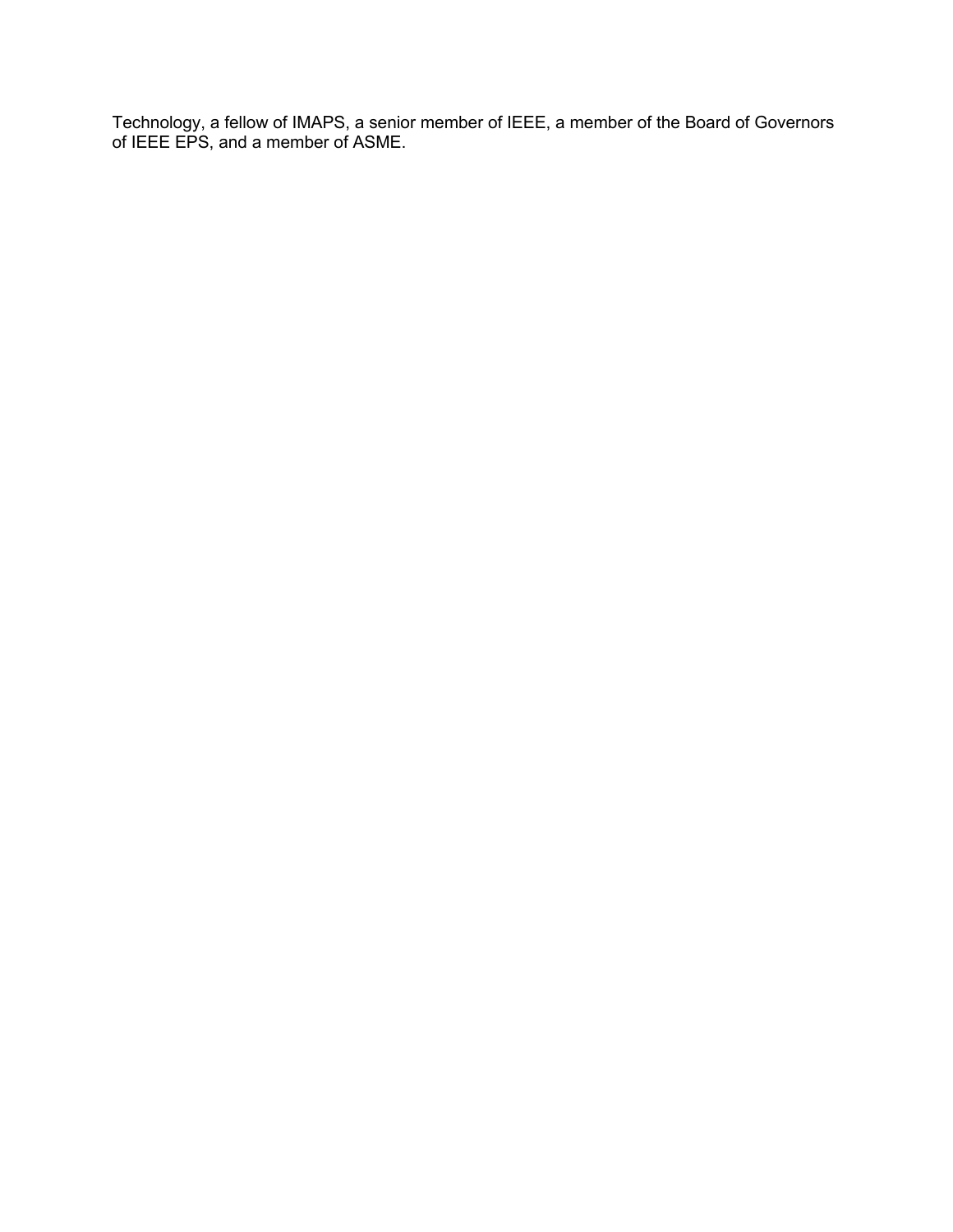Technology, a fellow of IMAPS, a senior member of IEEE, a member of the Board of Governors of IEEE EPS, and a member of ASME.